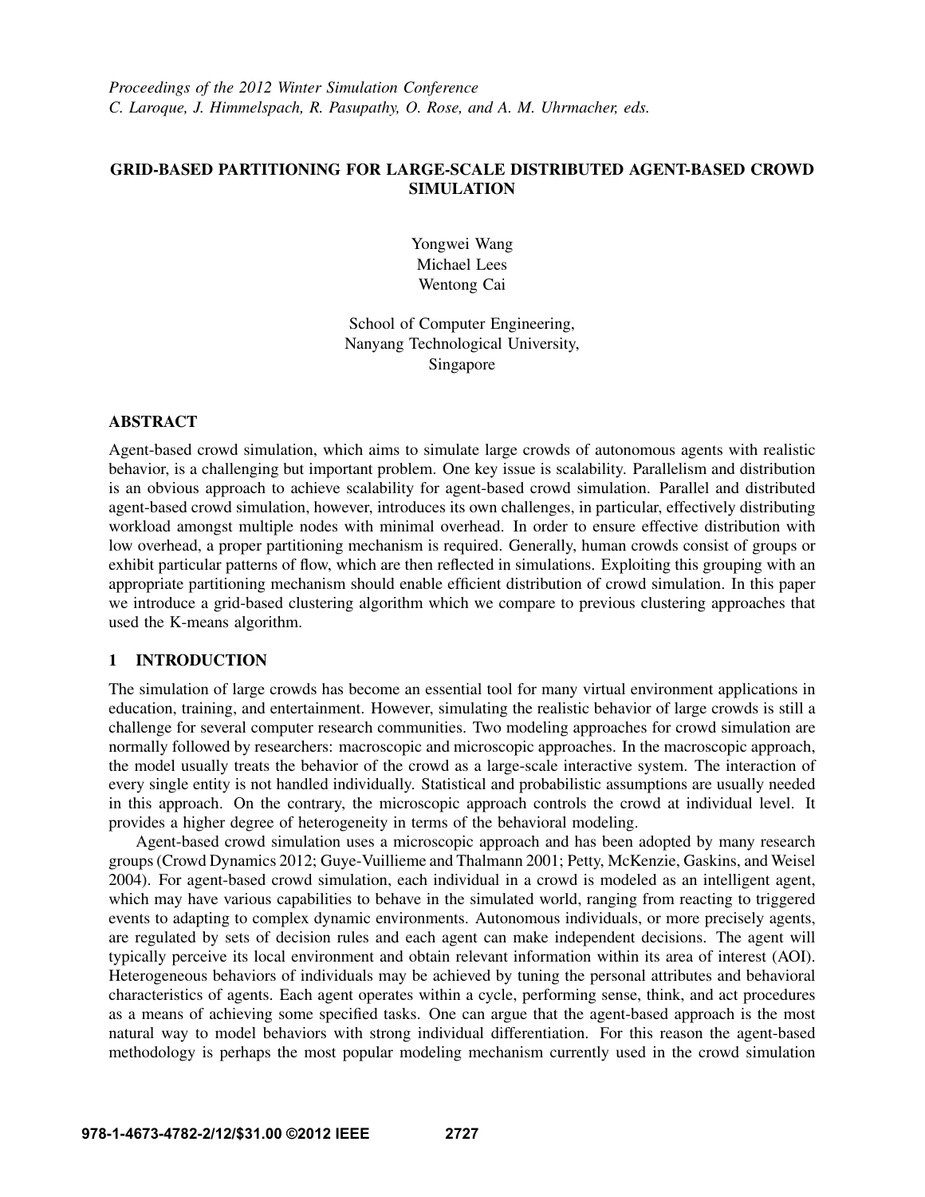*Proceedings of the 2012 Winter Simulation Conference*
*C. Laroque, J. Himmelspach, R. Pasupathy, O. Rose, and A. M. Uhrmacher, eds.*

# GRID-BASED PARTITIONING FOR LARGE-SCALE DISTRIBUTED AGENT-BASED CROWD SIMULATION

Yongwei Wang
Michael Lees
Wentong Cai

School of Computer Engineering,
Nanyang Technological University,
Singapore

## ABSTRACT

Agent-based crowd simulation, which aims to simulate large crowds of autonomous agents with realistic behavior, is a challenging but important problem. One key issue is scalability. Parallelism and distribution is an obvious approach to achieve scalability for agent-based crowd simulation. Parallel and distributed agent-based crowd simulation, however, introduces its own challenges, in particular, effectively distributing workload amongst multiple nodes with minimal overhead. In order to ensure effective distribution with low overhead, a proper partitioning mechanism is required. Generally, human crowds consist of groups or exhibit particular patterns of flow, which are then reflected in simulations. Exploiting this grouping with an appropriate partitioning mechanism should enable efficient distribution of crowd simulation. In this paper we introduce a grid-based clustering algorithm which we compare to previous clustering approaches that used the K-means algorithm.

## 1 INTRODUCTION

The simulation of large crowds has become an essential tool for many virtual environment applications in education, training, and entertainment. However, simulating the realistic behavior of large crowds is still a challenge for several computer research communities. Two modeling approaches for crowd simulation are normally followed by researchers: macroscopic and microscopic approaches. In the macroscopic approach, the model usually treats the behavior of the crowd as a large-scale interactive system. The interaction of every single entity is not handled individually. Statistical and probabilistic assumptions are usually needed in this approach. On the contrary, the microscopic approach controls the crowd at individual level. It provides a higher degree of heterogeneity in terms of the behavioral modeling.

Agent-based crowd simulation uses a microscopic approach and has been adopted by many research groups (Crowd Dynamics 2012; Guye-Vuillieme and Thalmann 2001; Petty, McKenzie, Gaskins, and Weisel 2004). For agent-based crowd simulation, each individual in a crowd is modeled as an intelligent agent, which may have various capabilities to behave in the simulated world, ranging from reacting to triggered events to adapting to complex dynamic environments. Autonomous individuals, or more precisely agents, are regulated by sets of decision rules and each agent can make independent decisions. The agent will typically perceive its local environment and obtain relevant information within its area of interest (AOI). Heterogeneous behaviors of individuals may be achieved by tuning the personal attributes and behavioral characteristics of agents. Each agent operates within a cycle, performing sense, think, and act procedures as a means of achieving some specified tasks. One can argue that the agent-based approach is the most natural way to model behaviors with strong individual differentiation. For this reason the agent-based methodology is perhaps the most popular modeling mechanism currently used in the crowd simulation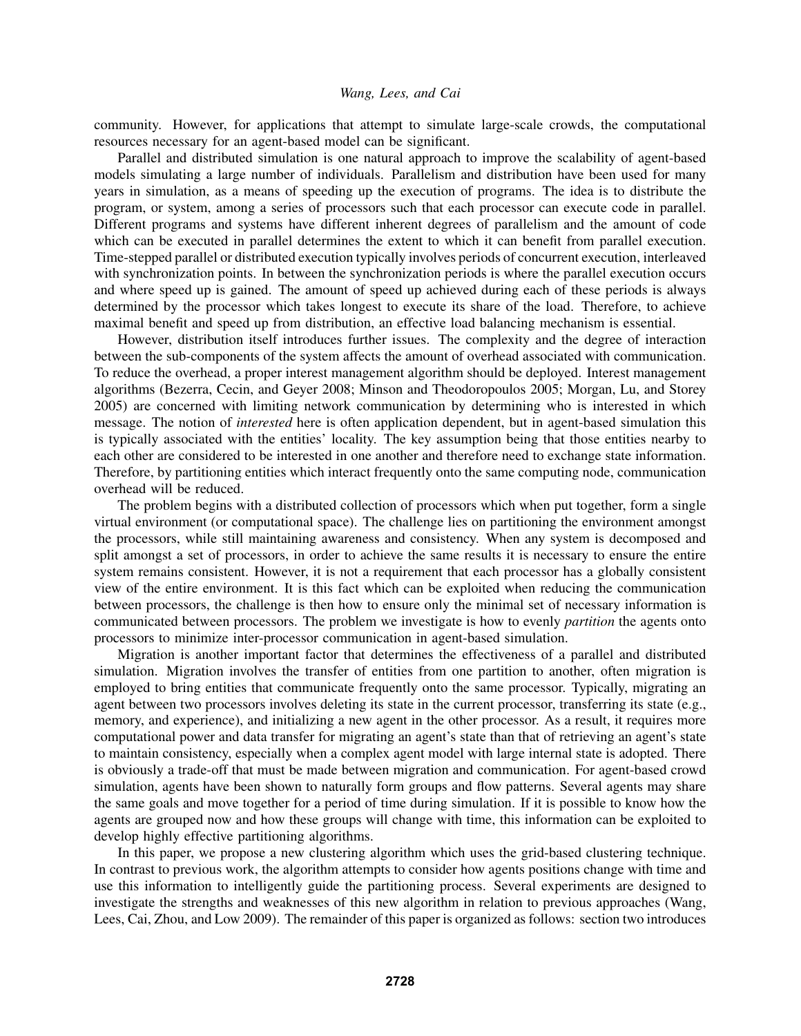community. However, for applications that attempt to simulate large-scale crowds, the computational resources necessary for an agent-based model can be significant.

Parallel and distributed simulation is one natural approach to improve the scalability of agent-based models simulating a large number of individuals. Parallelism and distribution have been used for many years in simulation, as a means of speeding up the execution of programs. The idea is to distribute the program, or system, among a series of processors such that each processor can execute code in parallel. Different programs and systems have different inherent degrees of parallelism and the amount of code which can be executed in parallel determines the extent to which it can benefit from parallel execution. Time-stepped parallel or distributed execution typically involves periods of concurrent execution, interleaved with synchronization points. In between the synchronization periods is where the parallel execution occurs and where speed up is gained. The amount of speed up achieved during each of these periods is always determined by the processor which takes longest to execute its share of the load. Therefore, to achieve maximal benefit and speed up from distribution, an effective load balancing mechanism is essential.

However, distribution itself introduces further issues. The complexity and the degree of interaction between the sub-components of the system affects the amount of overhead associated with communication. To reduce the overhead, a proper interest management algorithm should be deployed. Interest management algorithms (Bezerra, Cecin, and Geyer 2008; Minson and Theodoropoulos 2005; Morgan, Lu, and Storey 2005) are concerned with limiting network communication by determining who is interested in which message. The notion of *interested* here is often application dependent, but in agent-based simulation this is typically associated with the entities' locality. The key assumption being that those entities nearby to each other are considered to be interested in one another and therefore need to exchange state information. Therefore, by partitioning entities which interact frequently onto the same computing node, communication overhead will be reduced.

The problem begins with a distributed collection of processors which when put together, form a single virtual environment (or computational space). The challenge lies on partitioning the environment amongst the processors, while still maintaining awareness and consistency. When any system is decomposed and split amongst a set of processors, in order to achieve the same results it is necessary to ensure the entire system remains consistent. However, it is not a requirement that each processor has a globally consistent view of the entire environment. It is this fact which can be exploited when reducing the communication between processors, the challenge is then how to ensure only the minimal set of necessary information is communicated between processors. The problem we investigate is how to evenly *partition* the agents onto processors to minimize inter-processor communication in agent-based simulation.

Migration is another important factor that determines the effectiveness of a parallel and distributed simulation. Migration involves the transfer of entities from one partition to another, often migration is employed to bring entities that communicate frequently onto the same processor. Typically, migrating an agent between two processors involves deleting its state in the current processor, transferring its state (e.g., memory, and experience), and initializing a new agent in the other processor. As a result, it requires more computational power and data transfer for migrating an agent's state than that of retrieving an agent's state to maintain consistency, especially when a complex agent model with large internal state is adopted. There is obviously a trade-off that must be made between migration and communication. For agent-based crowd simulation, agents have been shown to naturally form groups and flow patterns. Several agents may share the same goals and move together for a period of time during simulation. If it is possible to know how the agents are grouped now and how these groups will change with time, this information can be exploited to develop highly effective partitioning algorithms.

In this paper, we propose a new clustering algorithm which uses the grid-based clustering technique. In contrast to previous work, the algorithm attempts to consider how agents positions change with time and use this information to intelligently guide the partitioning process. Several experiments are designed to investigate the strengths and weaknesses of this new algorithm in relation to previous approaches (Wang, Lees, Cai, Zhou, and Low 2009). The remainder of this paper is organized as follows: section two introduces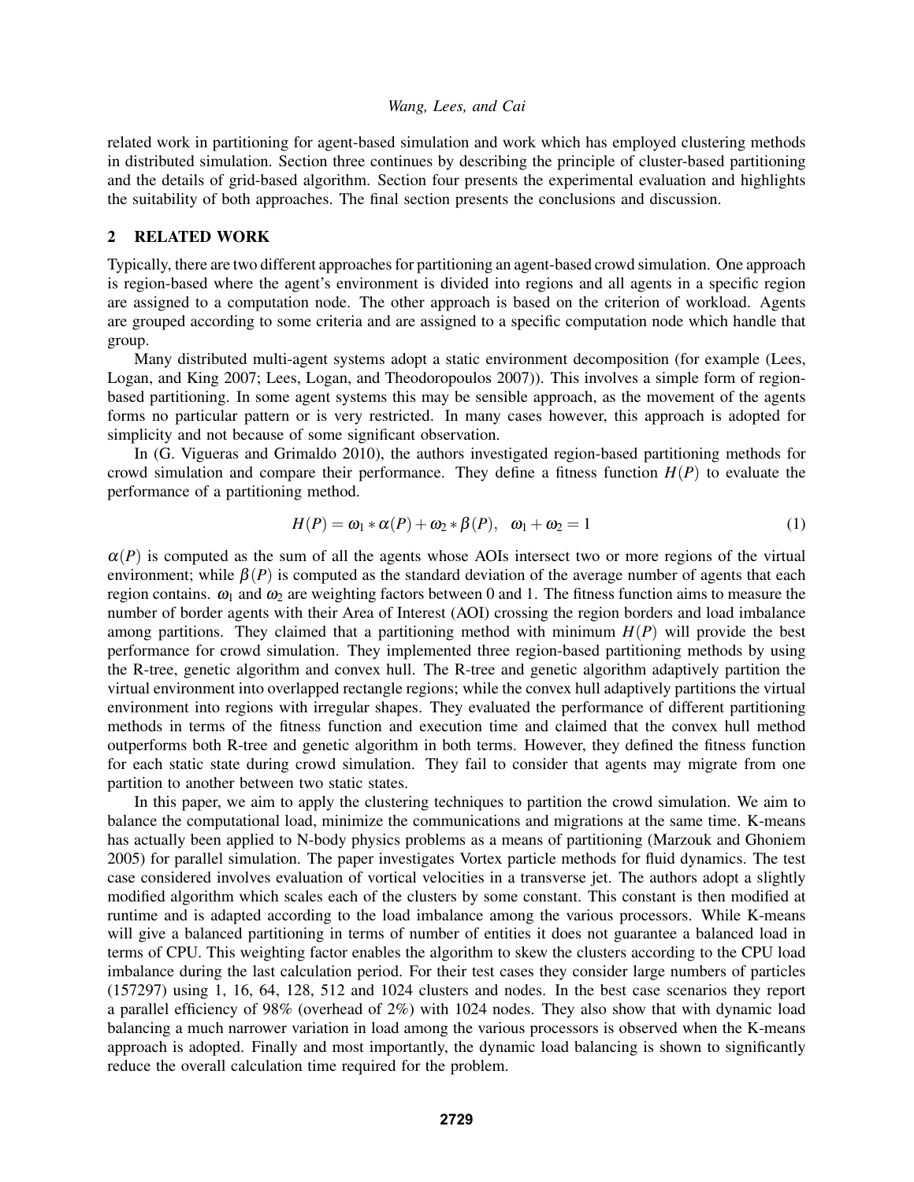related work in partitioning for agent-based simulation and work which has employed clustering methods in distributed simulation. Section three continues by describing the principle of cluster-based partitioning and the details of grid-based algorithm. Section four presents the experimental evaluation and highlights the suitability of both approaches. The final section presents the conclusions and discussion.

## 2 RELATED WORK

Typically, there are two different approaches for partitioning an agent-based crowd simulation. One approach is region-based where the agent's environment is divided into regions and all agents in a specific region are assigned to a computation node. The other approach is based on the criterion of workload. Agents are grouped according to some criteria and are assigned to a specific computation node which handle that group.

Many distributed multi-agent systems adopt a static environment decomposition (for example (Lees, Logan, and King 2007; Lees, Logan, and Theodoropoulos 2007)). This involves a simple form of region-based partitioning. In some agent systems this may be sensible approach, as the movement of the agents forms no particular pattern or is very restricted. In many cases however, this approach is adopted for simplicity and not because of some significant observation.

In (G. Vigueras and Grimaldo 2010), the authors investigated region-based partitioning methods for crowd simulation and compare their performance. They define a fitness function $H(P)$ to evaluate the performance of a partitioning method.

$$H(P) = \omega_1 * \alpha(P) + \omega_2 * \beta(P), \quad \omega_1 + \omega_2 = 1 \tag{1}$$

$\alpha(P)$ is computed as the sum of all the agents whose AOIs intersect two or more regions of the virtual environment; while $\beta(P)$ is computed as the standard deviation of the average number of agents that each region contains. $\omega_1$ and $\omega_2$ are weighting factors between 0 and 1. The fitness function aims to measure the number of border agents with their Area of Interest (AOI) crossing the region borders and load imbalance among partitions. They claimed that a partitioning method with minimum $H(P)$ will provide the best performance for crowd simulation. They implemented three region-based partitioning methods by using the R-tree, genetic algorithm and convex hull. The R-tree and genetic algorithm adaptively partition the virtual environment into overlapped rectangle regions; while the convex hull adaptively partitions the virtual environment into regions with irregular shapes. They evaluated the performance of different partitioning methods in terms of the fitness function and execution time and claimed that the convex hull method outperforms both R-tree and genetic algorithm in both terms. However, they defined the fitness function for each static state during crowd simulation. They fail to consider that agents may migrate from one partition to another between two static states.

In this paper, we aim to apply the clustering techniques to partition the crowd simulation. We aim to balance the computational load, minimize the communications and migrations at the same time. K-means has actually been applied to N-body physics problems as a means of partitioning (Marzouk and Ghoniem 2005) for parallel simulation. The paper investigates Vortex particle methods for fluid dynamics. The test case considered involves evaluation of vortical velocities in a transverse jet. The authors adopt a slightly modified algorithm which scales each of the clusters by some constant. This constant is then modified at runtime and is adapted according to the load imbalance among the various processors. While K-means will give a balanced partitioning in terms of number of entities it does not guarantee a balanced load in terms of CPU. This weighting factor enables the algorithm to skew the clusters according to the CPU load imbalance during the last calculation period. For their test cases they consider large numbers of particles (157297) using 1, 16, 64, 128, 512 and 1024 clusters and nodes. In the best case scenarios they report a parallel efficiency of 98% (overhead of 2%) with 1024 nodes. They also show that with dynamic load balancing a much narrower variation in load among the various processors is observed when the K-means approach is adopted. Finally and most importantly, the dynamic load balancing is shown to significantly reduce the overall calculation time required for the problem.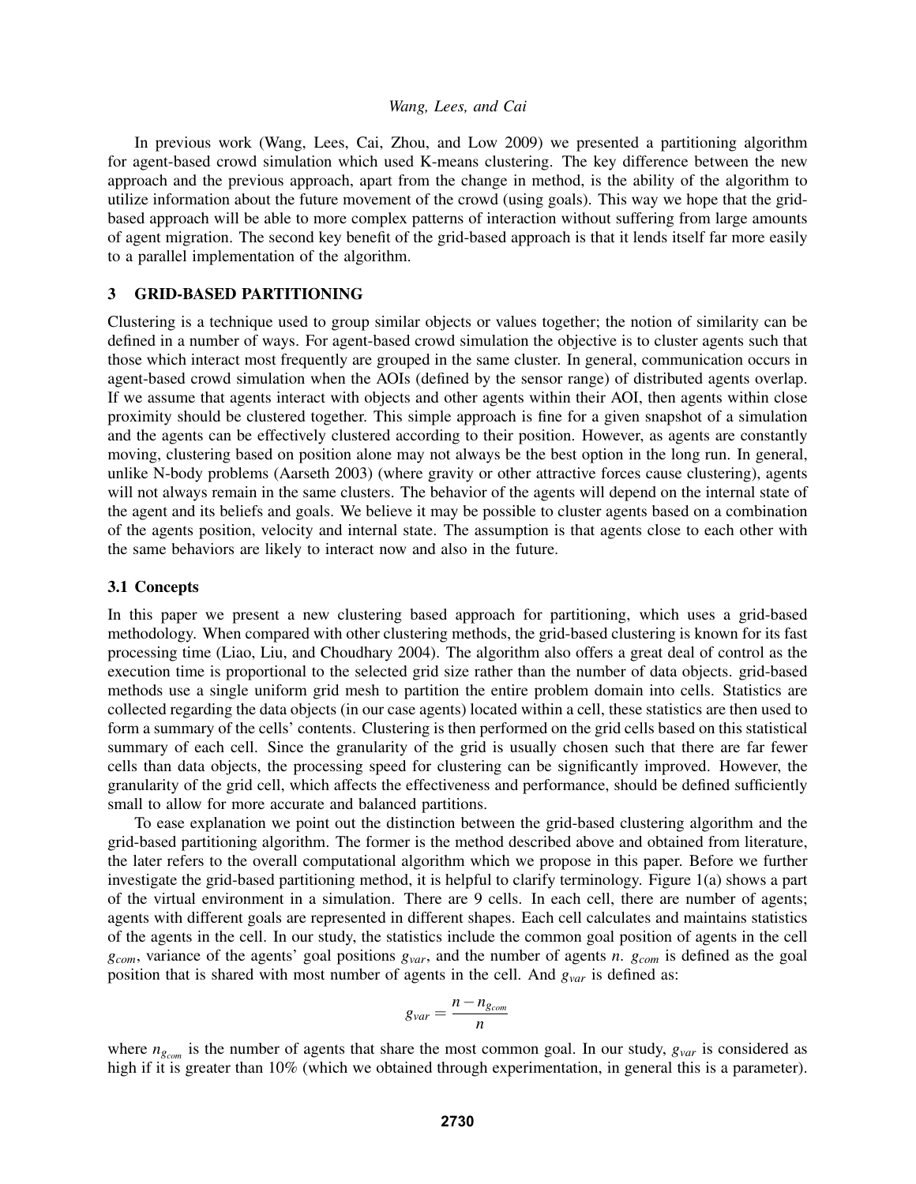In previous work (Wang, Lees, Cai, Zhou, and Low 2009) we presented a partitioning algorithm for agent-based crowd simulation which used K-means clustering. The key difference between the new approach and the previous approach, apart from the change in method, is the ability of the algorithm to utilize information about the future movement of the crowd (using goals). This way we hope that the grid-based approach will be able to more complex patterns of interaction without suffering from large amounts of agent migration. The second key benefit of the grid-based approach is that it lends itself far more easily to a parallel implementation of the algorithm.

## 3 GRID-BASED PARTITIONING

Clustering is a technique used to group similar objects or values together; the notion of similarity can be defined in a number of ways. For agent-based crowd simulation the objective is to cluster agents such that those which interact most frequently are grouped in the same cluster. In general, communication occurs in agent-based crowd simulation when the AOIs (defined by the sensor range) of distributed agents overlap. If we assume that agents interact with objects and other agents within their AOI, then agents within close proximity should be clustered together. This simple approach is fine for a given snapshot of a simulation and the agents can be effectively clustered according to their position. However, as agents are constantly moving, clustering based on position alone may not always be the best option in the long run. In general, unlike N-body problems (Aarseth 2003) (where gravity or other attractive forces cause clustering), agents will not always remain in the same clusters. The behavior of the agents will depend on the internal state of the agent and its beliefs and goals. We believe it may be possible to cluster agents based on a combination of the agents position, velocity and internal state. The assumption is that agents close to each other with the same behaviors are likely to interact now and also in the future.

### 3.1 Concepts

In this paper we present a new clustering based approach for partitioning, which uses a grid-based methodology. When compared with other clustering methods, the grid-based clustering is known for its fast processing time (Liao, Liu, and Choudhary 2004). The algorithm also offers a great deal of control as the execution time is proportional to the selected grid size rather than the number of data objects. grid-based methods use a single uniform grid mesh to partition the entire problem domain into cells. Statistics are collected regarding the data objects (in our case agents) located within a cell, these statistics are then used to form a summary of the cells' contents. Clustering is then performed on the grid cells based on this statistical summary of each cell. Since the granularity of the grid is usually chosen such that there are far fewer cells than data objects, the processing speed for clustering can be significantly improved. However, the granularity of the grid cell, which affects the effectiveness and performance, should be defined sufficiently small to allow for more accurate and balanced partitions.

To ease explanation we point out the distinction between the grid-based clustering algorithm and the grid-based partitioning algorithm. The former is the method described above and obtained from literature, the later refers to the overall computational algorithm which we propose in this paper. Before we further investigate the grid-based partitioning method, it is helpful to clarify terminology. Figure 1(a) shows a part of the virtual environment in a simulation. There are 9 cells. In each cell, there are number of agents; agents with different goals are represented in different shapes. Each cell calculates and maintains statistics of the agents in the cell. In our study, the statistics include the common goal position of agents in the cell $g_{com}$, variance of the agents' goal positions $g_{var}$, and the number of agents $n$. $g_{com}$ is defined as the goal position that is shared with most number of agents in the cell. And $g_{var}$ is defined as:

$$g_{var} = \frac{n - n_{g_{com}}}{n}$$

where $n_{g_{com}}$ is the number of agents that share the most common goal. In our study, $g_{var}$ is considered as high if it is greater than 10% (which we obtained through experimentation, in general this is a parameter).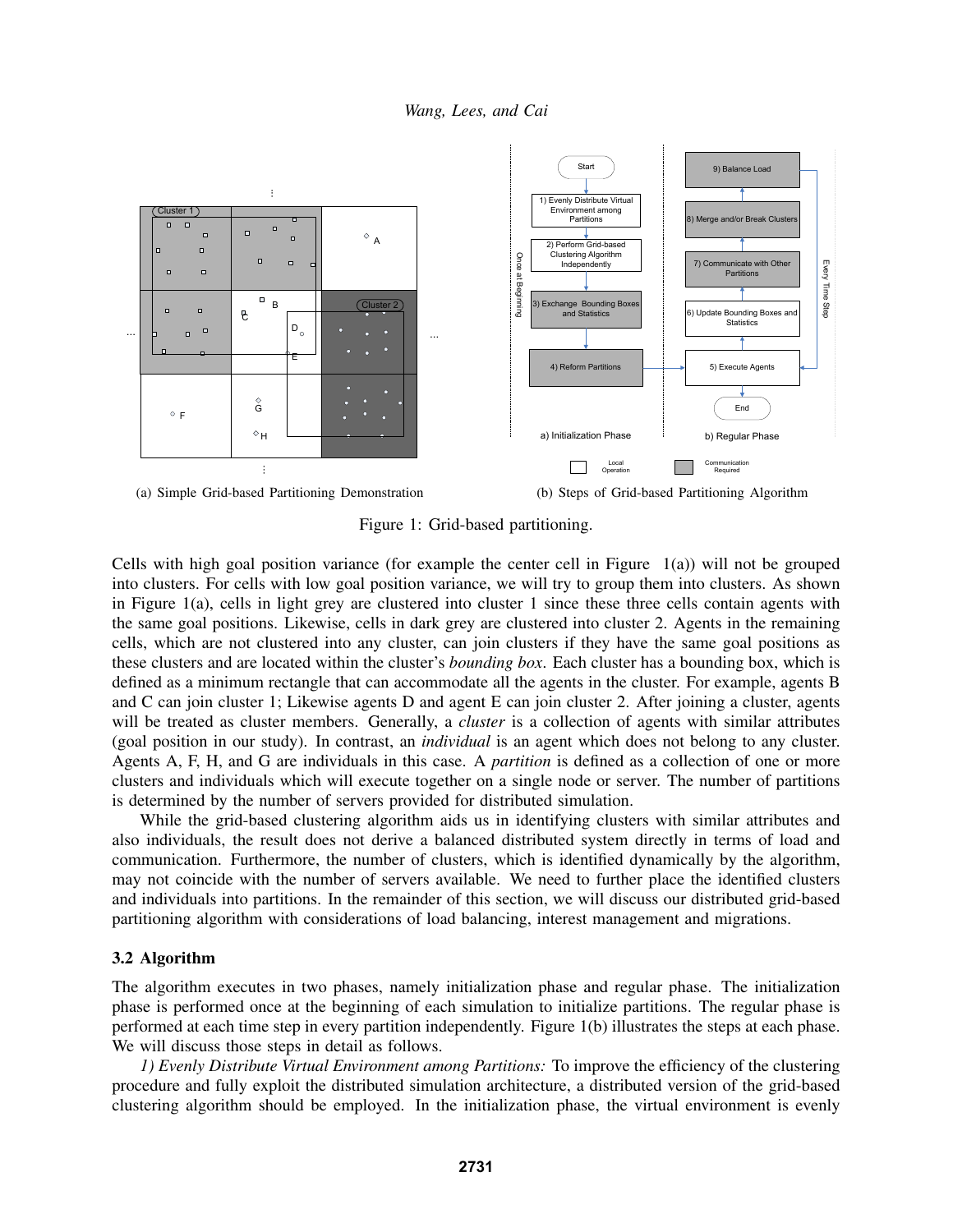(a) Simple Grid-based Partitioning Demonstration

(b) Steps of Grid-based Partitioning Algorithm

Figure 1: Grid-based partitioning.

Cells with high goal position variance (for example the center cell in Figure 1(a)) will not be grouped into clusters. For cells with low goal position variance, we will try to group them into clusters. As shown in Figure 1(a), cells in light grey are clustered into cluster 1 since these three cells contain agents with the same goal positions. Likewise, cells in dark grey are clustered into cluster 2. Agents in the remaining cells, which are not clustered into any cluster, can join clusters if they have the same goal positions as these clusters and are located within the cluster's *bounding box*. Each cluster has a bounding box, which is defined as a minimum rectangle that can accommodate all the agents in the cluster. For example, agents B and C can join cluster 1; Likewise agents D and agent E can join cluster 2. After joining a cluster, agents will be treated as cluster members. Generally, a *cluster* is a collection of agents with similar attributes (goal position in our study). In contrast, an *individual* is an agent which does not belong to any cluster. Agents A, F, H, and G are individuals in this case. A *partition* is defined as a collection of one or more clusters and individuals which will execute together on a single node or server. The number of partitions is determined by the number of servers provided for distributed simulation.

While the grid-based clustering algorithm aids us in identifying clusters with similar attributes and also individuals, the result does not derive a balanced distributed system directly in terms of load and communication. Furthermore, the number of clusters, which is identified dynamically by the algorithm, may not coincide with the number of servers available. We need to further place the identified clusters and individuals into partitions. In the remainder of this section, we will discuss our distributed grid-based partitioning algorithm with considerations of load balancing, interest management and migrations.

### 3.2 Algorithm

The algorithm executes in two phases, namely initialization phase and regular phase. The initialization phase is performed once at the beginning of each simulation to initialize partitions. The regular phase is performed at each time step in every partition independently. Figure 1(b) illustrates the steps at each phase. We will discuss those steps in detail as follows.

*1) Evenly Distribute Virtual Environment among Partitions:* To improve the efficiency of the clustering procedure and fully exploit the distributed simulation architecture, a distributed version of the grid-based clustering algorithm should be employed. In the initialization phase, the virtual environment is evenly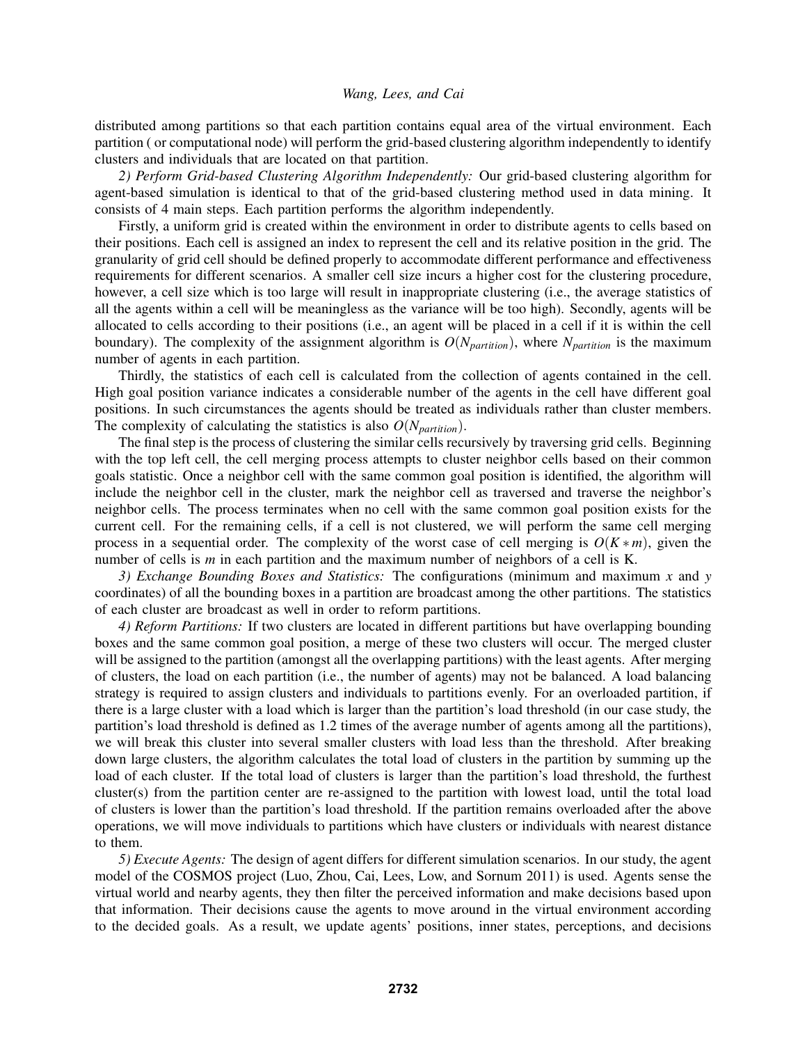distributed among partitions so that each partition contains equal area of the virtual environment. Each partition ( or computational node) will perform the grid-based clustering algorithm independently to identify clusters and individuals that are located on that partition.

*2) Perform Grid-based Clustering Algorithm Independently:* Our grid-based clustering algorithm for agent-based simulation is identical to that of the grid-based clustering method used in data mining. It consists of 4 main steps. Each partition performs the algorithm independently.

Firstly, a uniform grid is created within the environment in order to distribute agents to cells based on their positions. Each cell is assigned an index to represent the cell and its relative position in the grid. The granularity of grid cell should be defined properly to accommodate different performance and effectiveness requirements for different scenarios. A smaller cell size incurs a higher cost for the clustering procedure, however, a cell size which is too large will result in inappropriate clustering (i.e., the average statistics of all the agents within a cell will be meaningless as the variance will be too high). Secondly, agents will be allocated to cells according to their positions (i.e., an agent will be placed in a cell if it is within the cell boundary). The complexity of the assignment algorithm is $O(N_{partition})$, where $N_{partition}$ is the maximum number of agents in each partition.

Thirdly, the statistics of each cell is calculated from the collection of agents contained in the cell. High goal position variance indicates a considerable number of the agents in the cell have different goal positions. In such circumstances the agents should be treated as individuals rather than cluster members. The complexity of calculating the statistics is also $O(N_{partition})$.

The final step is the process of clustering the similar cells recursively by traversing grid cells. Beginning with the top left cell, the cell merging process attempts to cluster neighbor cells based on their common goals statistic. Once a neighbor cell with the same common goal position is identified, the algorithm will include the neighbor cell in the cluster, mark the neighbor cell as traversed and traverse the neighbor's neighbor cells. The process terminates when no cell with the same common goal position exists for the current cell. For the remaining cells, if a cell is not clustered, we will perform the same cell merging process in a sequential order. The complexity of the worst case of cell merging is $O(K*m)$, given the number of cells is $m$ in each partition and the maximum number of neighbors of a cell is K.

*3) Exchange Bounding Boxes and Statistics:* The configurations (minimum and maximum $x$ and $y$ coordinates) of all the bounding boxes in a partition are broadcast among the other partitions. The statistics of each cluster are broadcast as well in order to reform partitions.

*4) Reform Partitions:* If two clusters are located in different partitions but have overlapping bounding boxes and the same common goal position, a merge of these two clusters will occur. The merged cluster will be assigned to the partition (amongst all the overlapping partitions) with the least agents. After merging of clusters, the load on each partition (i.e., the number of agents) may not be balanced. A load balancing strategy is required to assign clusters and individuals to partitions evenly. For an overloaded partition, if there is a large cluster with a load which is larger than the partition's load threshold (in our case study, the partition's load threshold is defined as 1.2 times of the average number of agents among all the partitions), we will break this cluster into several smaller clusters with load less than the threshold. After breaking down large clusters, the algorithm calculates the total load of clusters in the partition by summing up the load of each cluster. If the total load of clusters is larger than the partition's load threshold, the furthest cluster(s) from the partition center are re-assigned to the partition with lowest load, until the total load of clusters is lower than the partition's load threshold. If the partition remains overloaded after the above operations, we will move individuals to partitions which have clusters or individuals with nearest distance to them.

*5) Execute Agents:* The design of agent differs for different simulation scenarios. In our study, the agent model of the COSMOS project (Luo, Zhou, Cai, Lees, Low, and Sornum 2011) is used. Agents sense the virtual world and nearby agents, they then filter the perceived information and make decisions based upon that information. Their decisions cause the agents to move around in the virtual environment according to the decided goals. As a result, we update agents' positions, inner states, perceptions, and decisions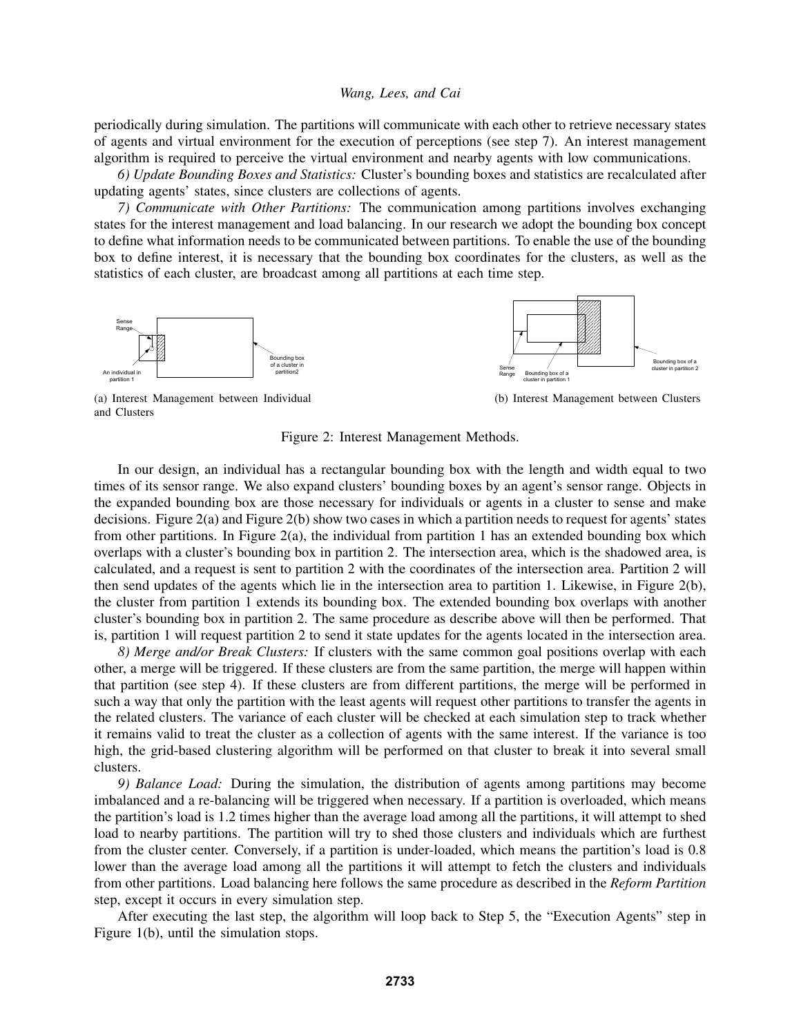periodically during simulation. The partitions will communicate with each other to retrieve necessary states of agents and virtual environment for the execution of perceptions (see step 7). An interest management algorithm is required to perceive the virtual environment and nearby agents with low communications.

*6) Update Bounding Boxes and Statistics:* Cluster's bounding boxes and statistics are recalculated after updating agents' states, since clusters are collections of agents.

*7) Communicate with Other Partitions:* The communication among partitions involves exchanging states for the interest management and load balancing. In our research we adopt the bounding box concept to define what information needs to be communicated between partitions. To enable the use of the bounding box to define interest, it is necessary that the bounding box coordinates for the clusters, as well as the statistics of each cluster, are broadcast among all partitions at each time step.

(a) Interest Management between Individual and Clusters

(b) Interest Management between Clusters

Figure 2: Interest Management Methods.

In our design, an individual has a rectangular bounding box with the length and width equal to two times of its sensor range. We also expand clusters' bounding boxes by an agent's sensor range. Objects in the expanded bounding box are those necessary for individuals or agents in a cluster to sense and make decisions. Figure 2(a) and Figure 2(b) show two cases in which a partition needs to request for agents' states from other partitions. In Figure 2(a), the individual from partition 1 has an extended bounding box which overlaps with a cluster's bounding box in partition 2. The intersection area, which is the shadowed area, is calculated, and a request is sent to partition 2 with the coordinates of the intersection area. Partition 2 will then send updates of the agents which lie in the intersection area to partition 1. Likewise, in Figure 2(b), the cluster from partition 1 extends its bounding box. The extended bounding box overlaps with another cluster's bounding box in partition 2. The same procedure as describe above will then be performed. That is, partition 1 will request partition 2 to send it state updates for the agents located in the intersection area.

*8) Merge and/or Break Clusters:* If clusters with the same common goal positions overlap with each other, a merge will be triggered. If these clusters are from the same partition, the merge will happen within that partition (see step 4). If these clusters are from different partitions, the merge will be performed in such a way that only the partition with the least agents will request other partitions to transfer the agents in the related clusters. The variance of each cluster will be checked at each simulation step to track whether it remains valid to treat the cluster as a collection of agents with the same interest. If the variance is too high, the grid-based clustering algorithm will be performed on that cluster to break it into several small clusters.

*9) Balance Load:* During the simulation, the distribution of agents among partitions may become imbalanced and a re-balancing will be triggered when necessary. If a partition is overloaded, which means the partition's load is 1.2 times higher than the average load among all the partitions, it will attempt to shed load to nearby partitions. The partition will try to shed those clusters and individuals which are furthest from the cluster center. Conversely, if a partition is under-loaded, which means the partition's load is 0.8 lower than the average load among all the partitions it will attempt to fetch the clusters and individuals from other partitions. Load balancing here follows the same procedure as described in the *Reform Partition* step, except it occurs in every simulation step.

After executing the last step, the algorithm will loop back to Step 5, the "Execution Agents" step in Figure 1(b), until the simulation stops.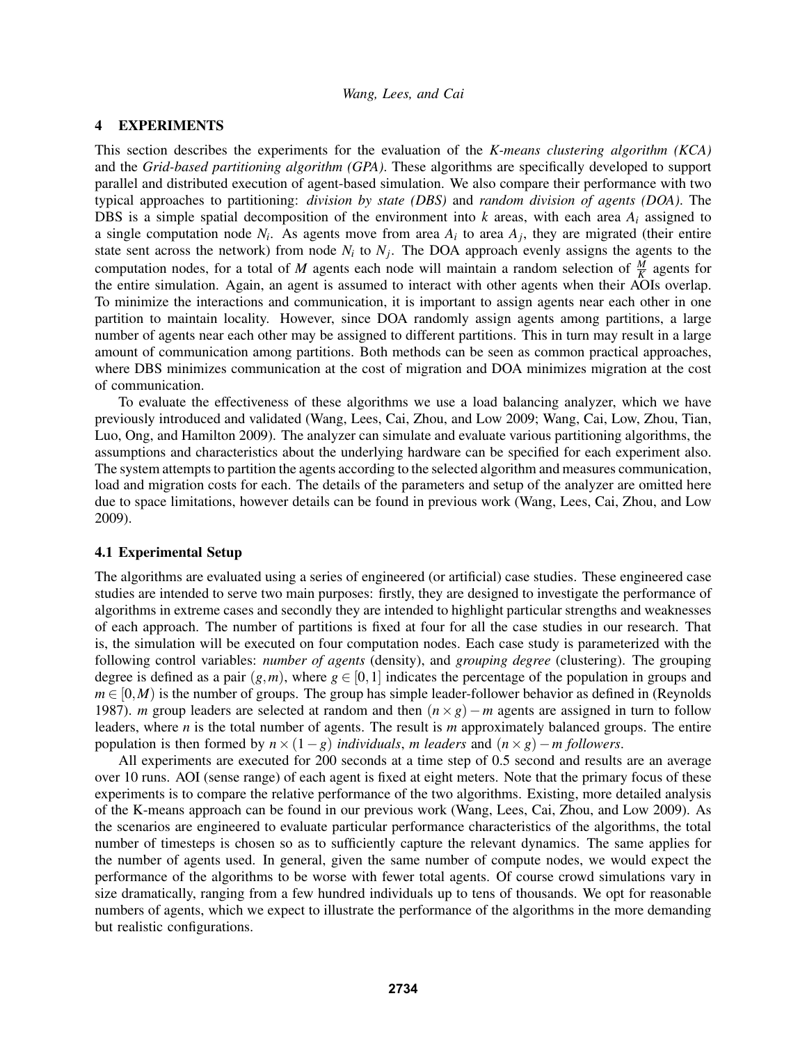## 4 EXPERIMENTS

This section describes the experiments for the evaluation of the *K-means clustering algorithm (KCA)* and the *Grid-based partitioning algorithm (GPA)*. These algorithms are specifically developed to support parallel and distributed execution of agent-based simulation. We also compare their performance with two typical approaches to partitioning: *division by state (DBS)* and *random division of agents (DOA)*. The DBS is a simple spatial decomposition of the environment into $k$ areas, with each area $A_i$ assigned to a single computation node $N_i$. As agents move from area $A_i$ to area $A_j$, they are migrated (their entire state sent across the network) from node $N_i$ to $N_j$. The DOA approach evenly assigns the agents to the computation nodes, for a total of $M$ agents each node will maintain a random selection of $\frac{M}{K}$ agents for the entire simulation. Again, an agent is assumed to interact with other agents when their AOIs overlap. To minimize the interactions and communication, it is important to assign agents near each other in one partition to maintain locality. However, since DOA randomly assign agents among partitions, a large number of agents near each other may be assigned to different partitions. This in turn may result in a large amount of communication among partitions. Both methods can be seen as common practical approaches, where DBS minimizes communication at the cost of migration and DOA minimizes migration at the cost of communication.

To evaluate the effectiveness of these algorithms we use a load balancing analyzer, which we have previously introduced and validated (Wang, Lees, Cai, Zhou, and Low 2009; Wang, Cai, Low, Zhou, Tian, Luo, Ong, and Hamilton 2009). The analyzer can simulate and evaluate various partitioning algorithms, the assumptions and characteristics about the underlying hardware can be specified for each experiment also. The system attempts to partition the agents according to the selected algorithm and measures communication, load and migration costs for each. The details of the parameters and setup of the analyzer are omitted here due to space limitations, however details can be found in previous work (Wang, Lees, Cai, Zhou, and Low 2009).

### 4.1 Experimental Setup

The algorithms are evaluated using a series of engineered (or artificial) case studies. These engineered case studies are intended to serve two main purposes: firstly, they are designed to investigate the performance of algorithms in extreme cases and secondly they are intended to highlight particular strengths and weaknesses of each approach. The number of partitions is fixed at four for all the case studies in our research. That is, the simulation will be executed on four computation nodes. Each case study is parameterized with the following control variables: *number of agents* (density), and *grouping degree* (clustering). The grouping degree is defined as a pair $(g,m)$, where $g \in [0,1]$ indicates the percentage of the population in groups and $m \in [0,M)$ is the number of groups. The group has simple leader-follower behavior as defined in (Reynolds 1987). $m$ group leaders are selected at random and then $(n \times g) - m$ agents are assigned in turn to follow leaders, where $n$ is the total number of agents. The result is $m$ approximately balanced groups. The entire population is then formed by $n \times (1-g)$ *individuals*, $m$ *leaders* and $(n \times g) - m$ *followers*.

All experiments are executed for 200 seconds at a time step of 0.5 second and results are an average over 10 runs. AOI (sense range) of each agent is fixed at eight meters. Note that the primary focus of these experiments is to compare the relative performance of the two algorithms. Existing, more detailed analysis of the K-means approach can be found in our previous work (Wang, Lees, Cai, Zhou, and Low 2009). As the scenarios are engineered to evaluate particular performance characteristics of the algorithms, the total number of timesteps is chosen so as to sufficiently capture the relevant dynamics. The same applies for the number of agents used. In general, given the same number of compute nodes, we would expect the performance of the algorithms to be worse with fewer total agents. Of course crowd simulations vary in size dramatically, ranging from a few hundred individuals up to tens of thousands. We opt for reasonable numbers of agents, which we expect to illustrate the performance of the algorithms in the more demanding but realistic configurations.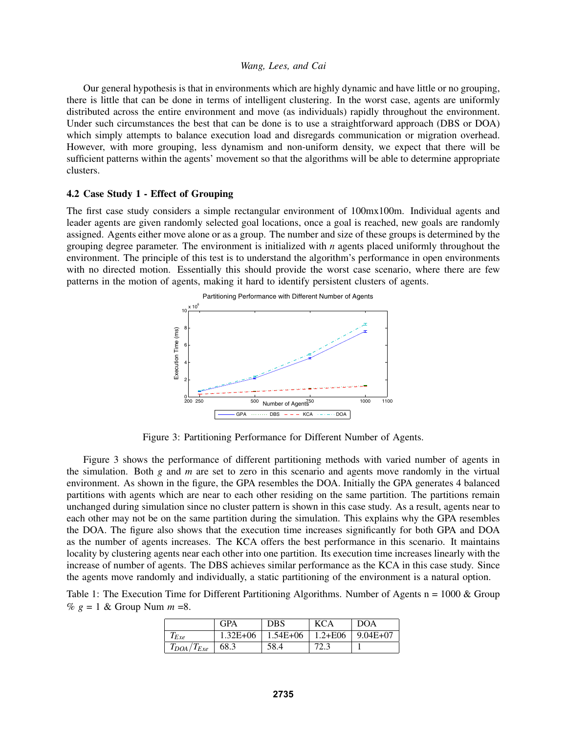Our general hypothesis is that in environments which are highly dynamic and have little or no grouping, there is little that can be done in terms of intelligent clustering. In the worst case, agents are uniformly distributed across the entire environment and move (as individuals) rapidly throughout the environment. Under such circumstances the best that can be done is to use a straightforward approach (DBS or DOA) which simply attempts to balance execution load and disregards communication or migration overhead. However, with more grouping, less dynamism and non-uniform density, we expect that there will be sufficient patterns within the agents' movement so that the algorithms will be able to determine appropriate clusters.

### 4.2 Case Study 1 - Effect of Grouping

The first case study considers a simple rectangular environment of 100mx100m. Individual agents and leader agents are given randomly selected goal locations, once a goal is reached, new goals are randomly assigned. Agents either move alone or as a group. The number and size of these groups is determined by the grouping degree parameter. The environment is initialized with $n$ agents placed uniformly throughout the environment. The principle of this test is to understand the algorithm's performance in open environments with no directed motion. Essentially this should provide the worst case scenario, where there are few patterns in the motion of agents, making it hard to identify persistent clusters of agents.

Figure 3: Partitioning Performance for Different Number of Agents.

Figure 3 shows the performance of different partitioning methods with varied number of agents in the simulation. Both $g$ and $m$ are set to zero in this scenario and agents move randomly in the virtual environment. As shown in the figure, the GPA resembles the DOA. Initially the GPA generates 4 balanced partitions with agents which are near to each other residing on the same partition. The partitions remain unchanged during simulation since no cluster pattern is shown in this case study. As a result, agents near to each other may not be on the same partition during the simulation. This explains why the GPA resembles the DOA. The figure also shows that the execution time increases significantly for both GPA and DOA as the number of agents increases. The KCA offers the best performance in this scenario. It maintains locality by clustering agents near each other into one partition. Its execution time increases linearly with the increase of number of agents. The DBS achieves similar performance as the KCA in this case study. Since the agents move randomly and individually, a static partitioning of the environment is a natural option.

Table 1: The Execution Time for Different Partitioning Algorithms. Number of Agents n = 1000 & Group % $g$ = 1 & Group Num $m$ =8.

| | GPA | DBS | KCA | DOA |
|---|---|---|---|---|
| $T_{Exe}$ | 1.32E+06 | 1.54E+06 | 1.2+E06 | 9.04E+07 |
| $T_{DOA}/T_{Exe}$ | 68.3 | 58.4 | 72.3 | 1 |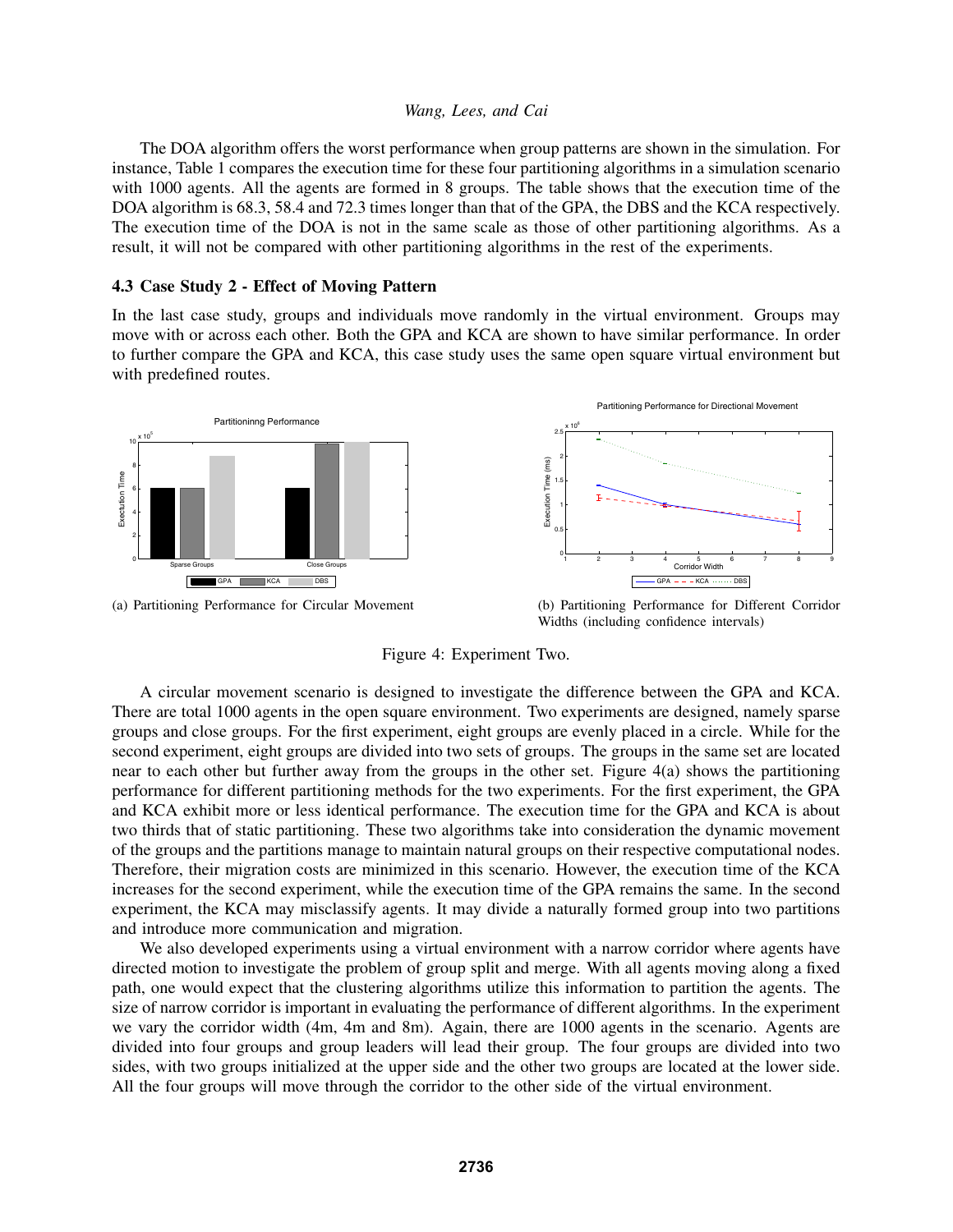The DOA algorithm offers the worst performance when group patterns are shown in the simulation. For instance, Table 1 compares the execution time for these four partitioning algorithms in a simulation scenario with 1000 agents. All the agents are formed in 8 groups. The table shows that the execution time of the DOA algorithm is 68.3, 58.4 and 72.3 times longer than that of the GPA, the DBS and the KCA respectively. The execution time of the DOA is not in the same scale as those of other partitioning algorithms. As a result, it will not be compared with other partitioning algorithms in the rest of the experiments.

### 4.3 Case Study 2 - Effect of Moving Pattern

In the last case study, groups and individuals move randomly in the virtual environment. Groups may move with or across each other. Both the GPA and KCA are shown to have similar performance. In order to further compare the GPA and KCA, this case study uses the same open square virtual environment but with predefined routes.

Partitioninng Performance

x 10^5

Execution Time

Sparse Groups

Close Groups

GPA KCA DBS

(a) Partitioning Performance for Circular Movement

Partitioning Performance for Directional Movement

x 10^6

Execution Time (ms)

Corridor Width

GPA KCA DBS

(b) Partitioning Performance for Different Corridor Widths (including confidence intervals)

Figure 4: Experiment Two.

A circular movement scenario is designed to investigate the difference between the GPA and KCA. There are total 1000 agents in the open square environment. Two experiments are designed, namely sparse groups and close groups. For the first experiment, eight groups are evenly placed in a circle. While for the second experiment, eight groups are divided into two sets of groups. The groups in the same set are located near to each other but further away from the groups in the other set. Figure 4(a) shows the partitioning performance for different partitioning methods for the two experiments. For the first experiment, the GPA and KCA exhibit more or less identical performance. The execution time for the GPA and KCA is about two thirds that of static partitioning. These two algorithms take into consideration the dynamic movement of the groups and the partitions manage to maintain natural groups on their respective computational nodes. Therefore, their migration costs are minimized in this scenario. However, the execution time of the KCA increases for the second experiment, while the execution time of the GPA remains the same. In the second experiment, the KCA may misclassify agents. It may divide a naturally formed group into two partitions and introduce more communication and migration.

We also developed experiments using a virtual environment with a narrow corridor where agents have directed motion to investigate the problem of group split and merge. With all agents moving along a fixed path, one would expect that the clustering algorithms utilize this information to partition the agents. The size of narrow corridor is important in evaluating the performance of different algorithms. In the experiment we vary the corridor width (4m, 4m and 8m). Again, there are 1000 agents in the scenario. Agents are divided into four groups and group leaders will lead their group. The four groups are divided into two sides, with two groups initialized at the upper side and the other two groups are located at the lower side. All the four groups will move through the corridor to the other side of the virtual environment.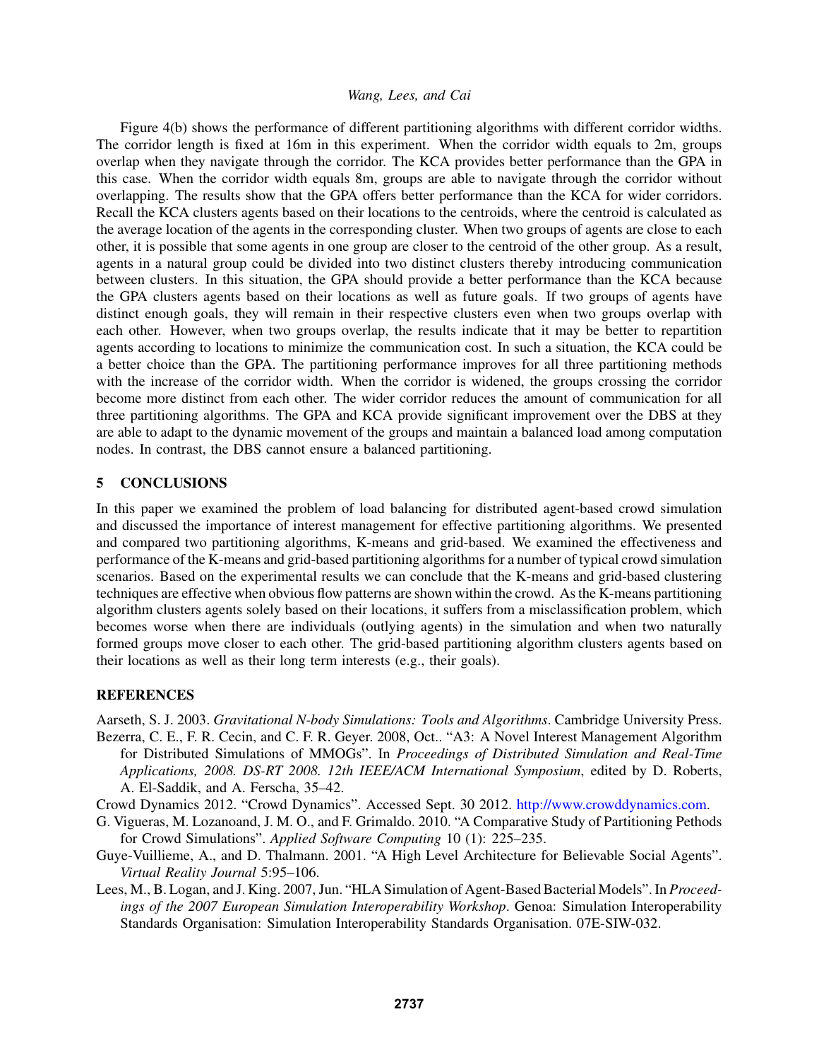Figure 4(b) shows the performance of different partitioning algorithms with different corridor widths. The corridor length is fixed at 16m in this experiment. When the corridor width equals to 2m, groups overlap when they navigate through the corridor. The KCA provides better performance than the GPA in this case. When the corridor width equals 8m, groups are able to navigate through the corridor without overlapping. The results show that the GPA offers better performance than the KCA for wider corridors. Recall the KCA clusters agents based on their locations to the centroids, where the centroid is calculated as the average location of the agents in the corresponding cluster. When two groups of agents are close to each other, it is possible that some agents in one group are closer to the centroid of the other group. As a result, agents in a natural group could be divided into two distinct clusters thereby introducing communication between clusters. In this situation, the GPA should provide a better performance than the KCA because the GPA clusters agents based on their locations as well as future goals. If two groups of agents have distinct enough goals, they will remain in their respective clusters even when two groups overlap with each other. However, when two groups overlap, the results indicate that it may be better to repartition agents according to locations to minimize the communication cost. In such a situation, the KCA could be a better choice than the GPA. The partitioning performance improves for all three partitioning methods with the increase of the corridor width. When the corridor is widened, the groups crossing the corridor become more distinct from each other. The wider corridor reduces the amount of communication for all three partitioning algorithms. The GPA and KCA provide significant improvement over the DBS at they are able to adapt to the dynamic movement of the groups and maintain a balanced load among computation nodes. In contrast, the DBS cannot ensure a balanced partitioning.

## 5 CONCLUSIONS

In this paper we examined the problem of load balancing for distributed agent-based crowd simulation and discussed the importance of interest management for effective partitioning algorithms. We presented and compared two partitioning algorithms, K-means and grid-based. We examined the effectiveness and performance of the K-means and grid-based partitioning algorithms for a number of typical crowd simulation scenarios. Based on the experimental results we can conclude that the K-means and grid-based clustering techniques are effective when obvious flow patterns are shown within the crowd. As the K-means partitioning algorithm clusters agents solely based on their locations, it suffers from a misclassification problem, which becomes worse when there are individuals (outlying agents) in the simulation and when two naturally formed groups move closer to each other. The grid-based partitioning algorithm clusters agents based on their locations as well as their long term interests (e.g., their goals).

## REFERENCES

Aarseth, S. J. 2003. *Gravitational N-body Simulations: Tools and Algorithms*. Cambridge University Press.

Bezerra, C. E., F. R. Cecin, and C. F. R. Geyer. 2008, Oct.. "A3: A Novel Interest Management Algorithm for Distributed Simulations of MMOGs". In *Proceedings of Distributed Simulation and Real-Time Applications, 2008. DS-RT 2008. 12th IEEE/ACM International Symposium*, edited by D. Roberts, A. El-Saddik, and A. Ferscha, 35–42.

Crowd Dynamics 2012. "Crowd Dynamics". Accessed Sept. 30 2012. http://www.crowddynamics.com.

G. Vigueras, M. Lozanoand, J. M. O., and F. Grimaldo. 2010. "A Comparative Study of Partitioning Pethods for Crowd Simulations". *Applied Software Computing* 10 (1): 225–235.

Guye-Vuillieme, A., and D. Thalmann. 2001. "A High Level Architecture for Believable Social Agents". *Virtual Reality Journal* 5:95–106.

Lees, M., B. Logan, and J. King. 2007, Jun. "HLA Simulation of Agent-Based Bacterial Models". In *Proceedings of the 2007 European Simulation Interoperability Workshop*. Genoa: Simulation Interoperability Standards Organisation: Simulation Interoperability Standards Organisation. 07E-SIW-032.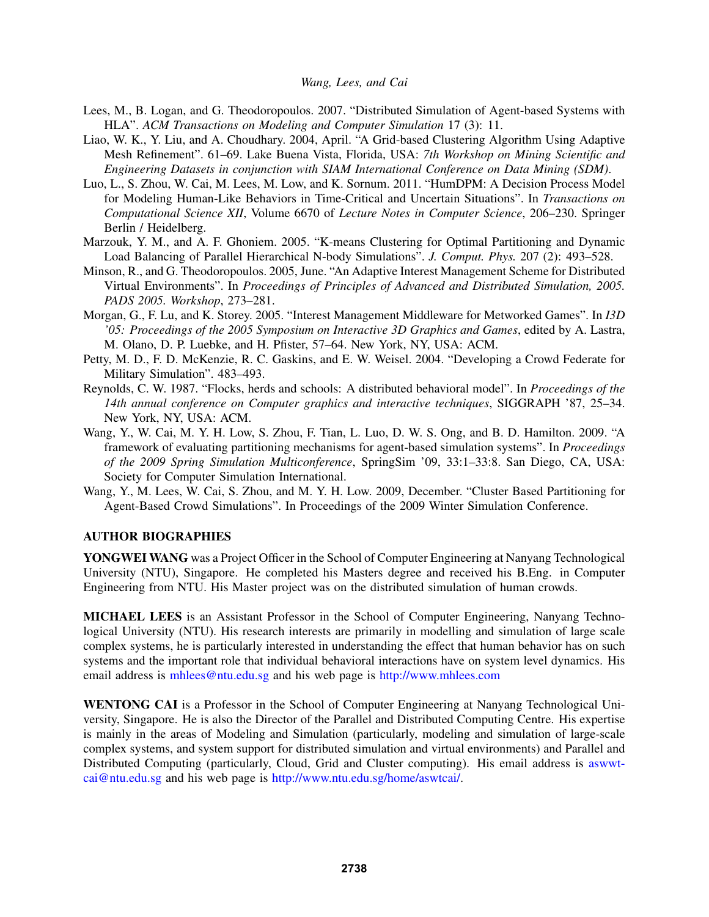Lees, M., B. Logan, and G. Theodoropoulos. 2007. "Distributed Simulation of Agent-based Systems with HLA". *ACM Transactions on Modeling and Computer Simulation* 17 (3): 11.

Liao, W. K., Y. Liu, and A. Choudhary. 2004, April. "A Grid-based Clustering Algorithm Using Adaptive Mesh Refinement". 61–69. Lake Buena Vista, Florida, USA: *7th Workshop on Mining Scientific and Engineering Datasets in conjunction with SIAM International Conference on Data Mining (SDM)*.

Luo, L., S. Zhou, W. Cai, M. Lees, M. Low, and K. Sornum. 2011. "HumDPM: A Decision Process Model for Modeling Human-Like Behaviors in Time-Critical and Uncertain Situations". In *Transactions on Computational Science XII*, Volume 6670 of *Lecture Notes in Computer Science*, 206–230. Springer Berlin / Heidelberg.

Marzouk, Y. M., and A. F. Ghoniem. 2005. "K-means Clustering for Optimal Partitioning and Dynamic Load Balancing of Parallel Hierarchical N-body Simulations". *J. Comput. Phys.* 207 (2): 493–528.

Minson, R., and G. Theodoropoulos. 2005, June. "An Adaptive Interest Management Scheme for Distributed Virtual Environments". In *Proceedings of Principles of Advanced and Distributed Simulation, 2005. PADS 2005. Workshop*, 273–281.

Morgan, G., F. Lu, and K. Storey. 2005. "Interest Management Middleware for Metworked Games". In *I3D '05: Proceedings of the 2005 Symposium on Interactive 3D Graphics and Games*, edited by A. Lastra, M. Olano, D. P. Luebke, and H. Pfister, 57–64. New York, NY, USA: ACM.

Petty, M. D., F. D. McKenzie, R. C. Gaskins, and E. W. Weisel. 2004. "Developing a Crowd Federate for Military Simulation". 483–493.

Reynolds, C. W. 1987. "Flocks, herds and schools: A distributed behavioral model". In *Proceedings of the 14th annual conference on Computer graphics and interactive techniques*, SIGGRAPH '87, 25–34. New York, NY, USA: ACM.

Wang, Y., W. Cai, M. Y. H. Low, S. Zhou, F. Tian, L. Luo, D. W. S. Ong, and B. D. Hamilton. 2009. "A framework of evaluating partitioning mechanisms for agent-based simulation systems". In *Proceedings of the 2009 Spring Simulation Multiconference*, SpringSim '09, 33:1–33:8. San Diego, CA, USA: Society for Computer Simulation International.

Wang, Y., M. Lees, W. Cai, S. Zhou, and M. Y. H. Low. 2009, December. "Cluster Based Partitioning for Agent-Based Crowd Simulations". In Proceedings of the 2009 Winter Simulation Conference.

## AUTHOR BIOGRAPHIES

**YONGWEI WANG** was a Project Officer in the School of Computer Engineering at Nanyang Technological University (NTU), Singapore. He completed his Masters degree and received his B.Eng. in Computer Engineering from NTU. His Master project was on the distributed simulation of human crowds.

**MICHAEL LEES** is an Assistant Professor in the School of Computer Engineering, Nanyang Technological University (NTU). His research interests are primarily in modelling and simulation of large scale complex systems, he is particularly interested in understanding the effect that human behavior has on such systems and the important role that individual behavioral interactions have on system level dynamics. His email address is mhlees@ntu.edu.sg and his web page is http://www.mhlees.com

**WENTONG CAI** is a Professor in the School of Computer Engineering at Nanyang Technological University, Singapore. He is also the Director of the Parallel and Distributed Computing Centre. His expertise is mainly in the areas of Modeling and Simulation (particularly, modeling and simulation of large-scale complex systems, and system support for distributed simulation and virtual environments) and Parallel and Distributed Computing (particularly, Cloud, Grid and Cluster computing). His email address is aswwtcai@ntu.edu.sg and his web page is http://www.ntu.edu.sg/home/aswtcai/.